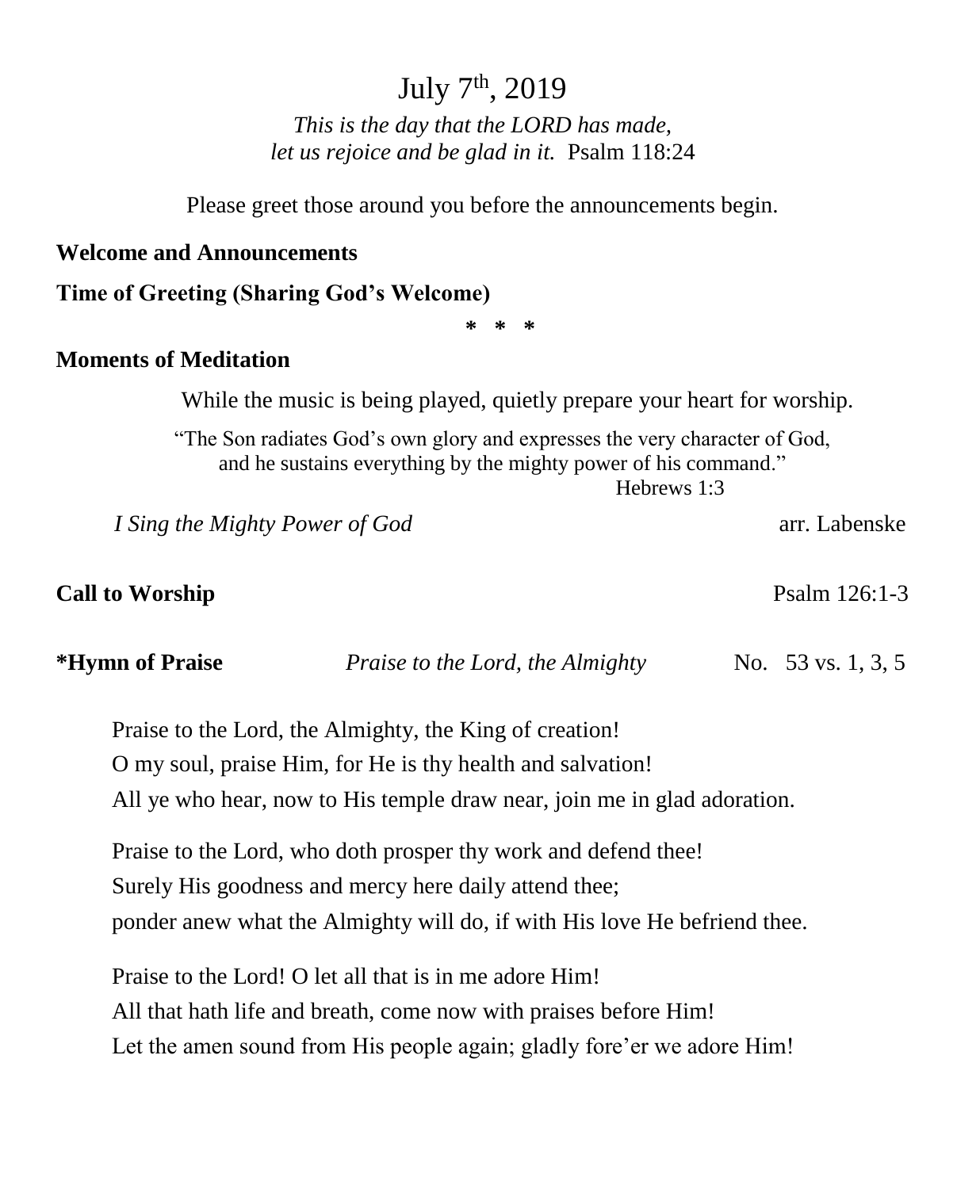# July 7th, 2019

*This is the day that the LORD has made,*
*let us rejoice and be glad in it.* Psalm 118:24

Please greet those around you before the announcements begin.

**Welcome and Announcements**

**Time of Greeting (Sharing God's Welcome)**

\* \* \*

**Moments of Meditation**

While the music is being played, quietly prepare your heart for worship.

"The Son radiates God's own glory and expresses the very character of God,
and he sustains everything by the mighty power of his command."
Hebrews 1:3

*I Sing the Mighty Power of God* arr. Labenske

**Call to Worship** Psalm 126:1-3

**\*Hymn of Praise** *Praise to the Lord, the Almighty* No. 53 vs. 1, 3, 5

Praise to the Lord, the Almighty, the King of creation!
O my soul, praise Him, for He is thy health and salvation!
All ye who hear, now to His temple draw near, join me in glad adoration.

Praise to the Lord, who doth prosper thy work and defend thee!
Surely His goodness and mercy here daily attend thee;
ponder anew what the Almighty will do, if with His love He befriend thee.

Praise to the Lord! O let all that is in me adore Him!
All that hath life and breath, come now with praises before Him!
Let the amen sound from His people again; gladly fore'er we adore Him!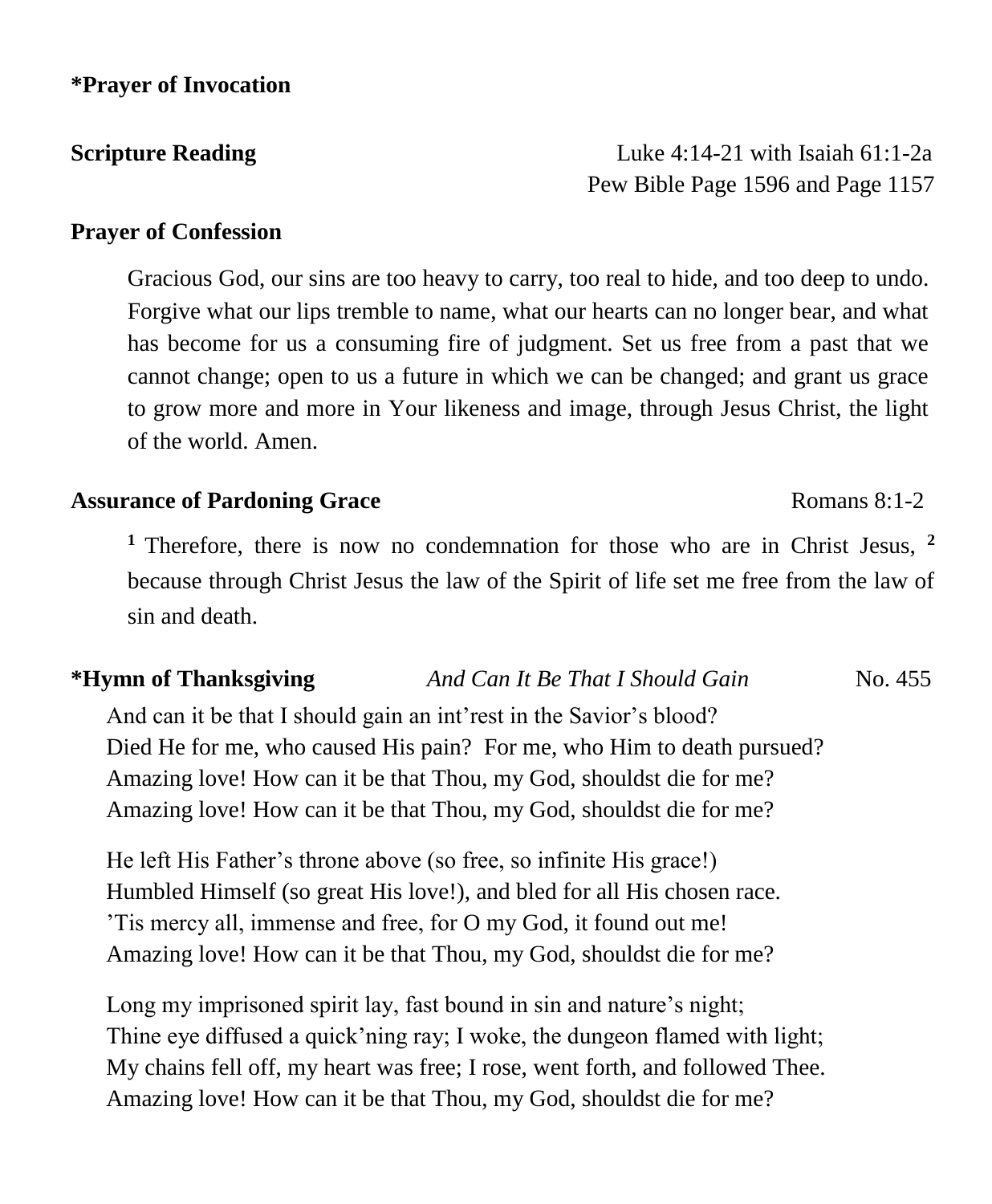**\*Prayer of Invocation**

**Scripture Reading** Luke 4:14-21 with Isaiah 61:1-2a
Pew Bible Page 1596 and Page 1157

**Prayer of Confession**

Gracious God, our sins are too heavy to carry, too real to hide, and too deep to undo. Forgive what our lips tremble to name, what our hearts can no longer bear, and what has become for us a consuming fire of judgment. Set us free from a past that we cannot change; open to us a future in which we can be changed; and grant us grace to grow more and more in Your likeness and image, through Jesus Christ, the light of the world. Amen.

**Assurance of Pardoning Grace** Romans 8:1-2

[1] Therefore, there is now no condemnation for those who are in Christ Jesus, [2] because through Christ Jesus the law of the Spirit of life set me free from the law of sin and death.

**\*Hymn of Thanksgiving** *And Can It Be That I Should Gain* No. 455

And can it be that I should gain an int'rest in the Savior's blood?
Died He for me, who caused His pain? For me, who Him to death pursued?
Amazing love! How can it be that Thou, my God, shouldst die for me?
Amazing love! How can it be that Thou, my God, shouldst die for me?

He left His Father's throne above (so free, so infinite His grace!)
Humbled Himself (so great His love!), and bled for all His chosen race.
'Tis mercy all, immense and free, for O my God, it found out me!
Amazing love! How can it be that Thou, my God, shouldst die for me?

Long my imprisoned spirit lay, fast bound in sin and nature's night;
Thine eye diffused a quick'ning ray; I woke, the dungeon flamed with light;
My chains fell off, my heart was free; I rose, went forth, and followed Thee.
Amazing love! How can it be that Thou, my God, shouldst die for me?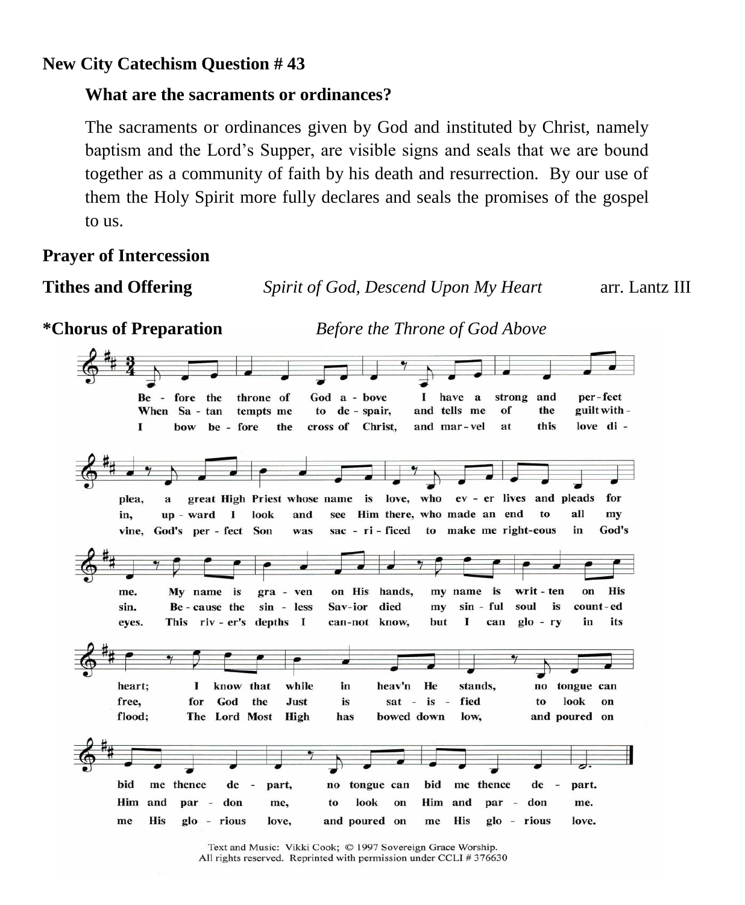**New City Catechism Question # 43**

**What are the sacraments or ordinances?**

The sacraments or ordinances given by God and instituted by Christ, namely baptism and the Lord's Supper, are visible signs and seals that we are bound together as a community of faith by his death and resurrection. By our use of them the Holy Spirit more fully declares and seals the promises of the gospel to us.

**Prayer of Intercession**

**Tithes and Offering** *Spirit of God, Descend Upon My Heart* arr. Lantz III

**\*Chorus of Preparation** *Before the Throne of God Above*

1. Before the throne of God above I have a strong and perfect plea, a great High Priest whose name is love, who ever lives and pleads for me. My name is graven on His hands, my name is written on His heart; I know that while in heav'n He stands, no tongue can bid me thence depart, no tongue can bid me thence depart.

2. When Satan tempts me to despair, and tells me of the guilt within, upward I look and see Him there, who made an end to all my sin. Because the sinless Savior died my sinful soul is counted free, for God the Just is satisfied to look on Him and pardon me, to look on Him and pardon me.

3. I bow before the cross of Christ, and marvel at this love divine, God's perfect Son was sacrificed to make me righteous in God's eyes. This river's depths I cannot know, but I can glory in its flood; The Lord Most High has bowed down low, and poured on me His glorious love, and poured on me His glorious love.

Text and Music: Vikki Cook; © 1997 Sovereign Grace Worship.
All rights reserved. Reprinted with permission under CCLI # 376630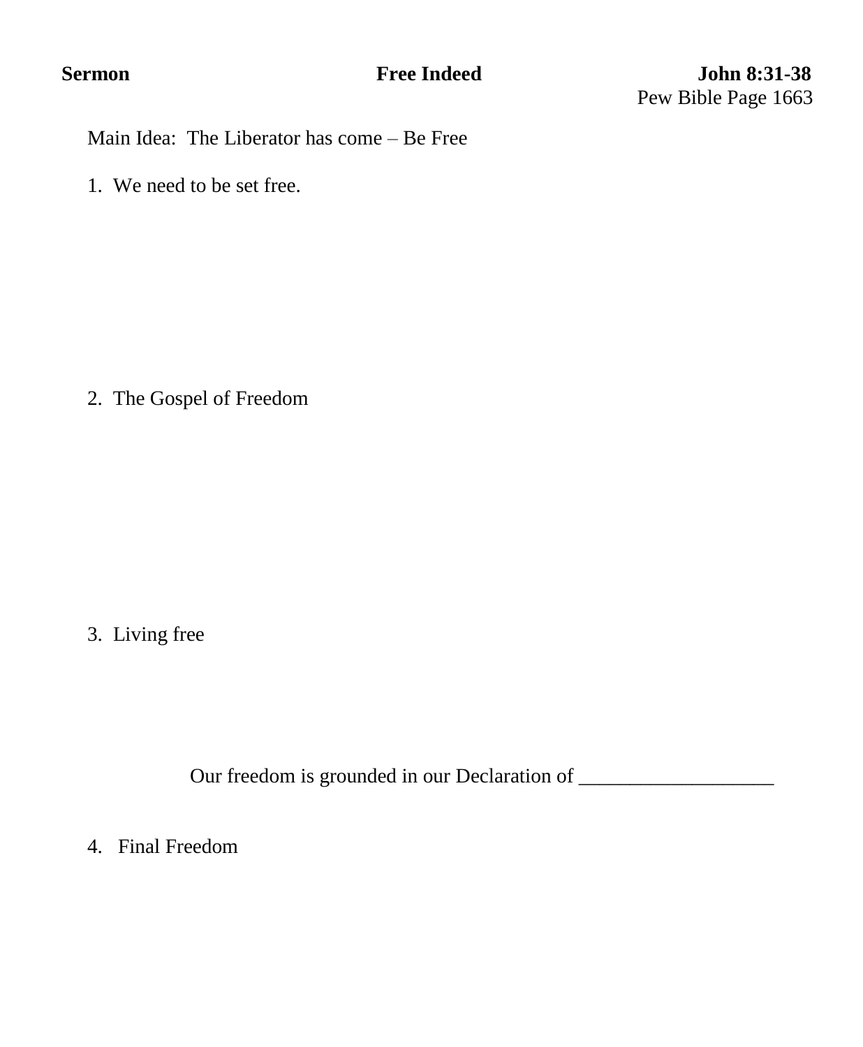**Sermon** **Free Indeed** **John 8:31-38**

Pew Bible Page 1663

Main Idea: The Liberator has come – Be Free

1. We need to be set free.

2. The Gospel of Freedom

3. Living free

Our freedom is grounded in our Declaration of ___________________

4. Final Freedom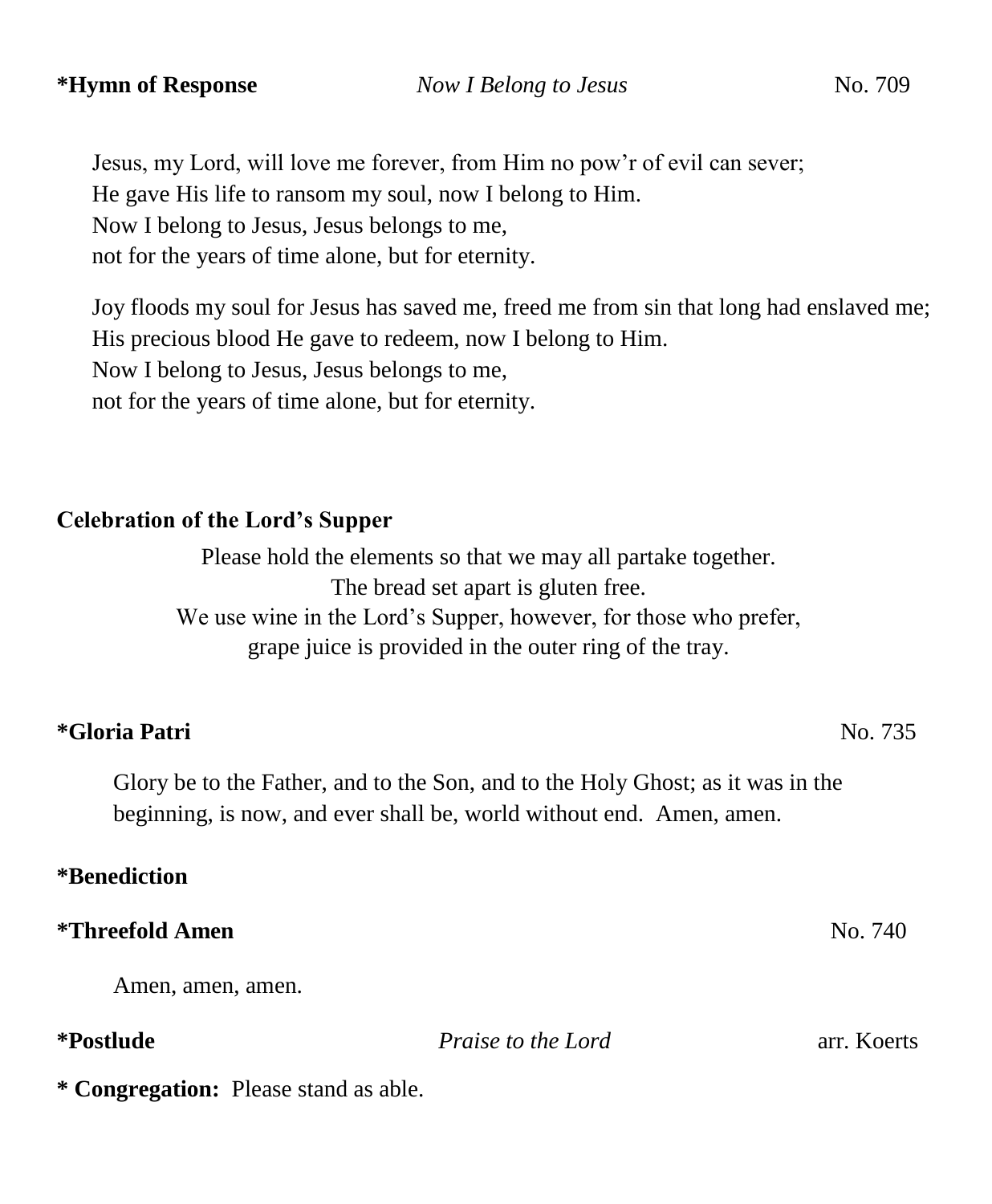**\*Hymn of Response** *Now I Belong to Jesus* No. 709

Jesus, my Lord, will love me forever, from Him no pow'r of evil can sever;
He gave His life to ransom my soul, now I belong to Him.
Now I belong to Jesus, Jesus belongs to me,
not for the years of time alone, but for eternity.

Joy floods my soul for Jesus has saved me, freed me from sin that long had enslaved me;
His precious blood He gave to redeem, now I belong to Him.
Now I belong to Jesus, Jesus belongs to me,
not for the years of time alone, but for eternity.

**Celebration of the Lord's Supper**

Please hold the elements so that we may all partake together.
The bread set apart is gluten free.
We use wine in the Lord's Supper, however, for those who prefer,
grape juice is provided in the outer ring of the tray.

**\*Gloria Patri** No. 735

Glory be to the Father, and to the Son, and to the Holy Ghost; as it was in the beginning, is now, and ever shall be, world without end. Amen, amen.

**\*Benediction**

**\*Threefold Amen** No. 740

Amen, amen, amen.

**\*Postlude** *Praise to the Lord* arr. Koerts

**\* Congregation:** Please stand as able.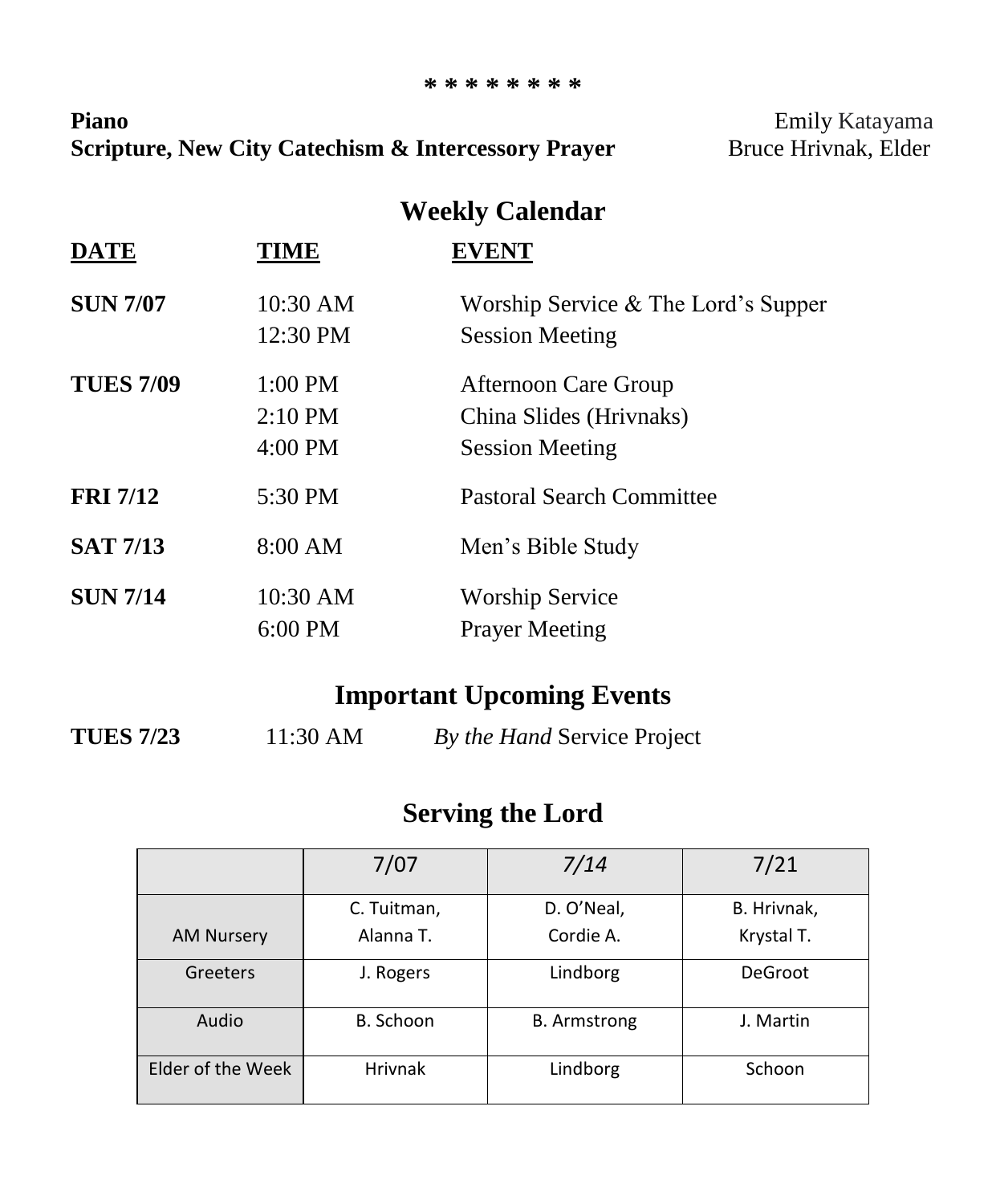\* \* \* \* \* \* \* \*

**Piano** Emily Katayama
**Scripture, New City Catechism & Intercessory Prayer** Bruce Hrivnak, Elder

## Weekly Calendar

| DATE | TIME | EVENT |
|---|---|---|
| **SUN 7/07** | 10:30 AM | Worship Service & The Lord's Supper |
| | 12:30 PM | Session Meeting |
| **TUES 7/09** | 1:00 PM | Afternoon Care Group |
| | 2:10 PM | China Slides (Hrivnaks) |
| | 4:00 PM | Session Meeting |
| **FRI 7/12** | 5:30 PM | Pastoral Search Committee |
| **SAT 7/13** | 8:00 AM | Men's Bible Study |
| **SUN 7/14** | 10:30 AM | Worship Service |
| | 6:00 PM | Prayer Meeting |

## Important Upcoming Events

**TUES 7/23** 11:30 AM *By the Hand* Service Project

## Serving the Lord

| | 7/07 | *7/14* | 7/21 |
|---|---|---|---|
| AM Nursery | C. Tuitman, Alanna T. | D. O'Neal, Cordie A. | B. Hrivnak, Krystal T. |
| Greeters | J. Rogers | Lindborg | DeGroot |
| Audio | B. Schoon | B. Armstrong | J. Martin |
| Elder of the Week | Hrivnak | Lindborg | Schoon |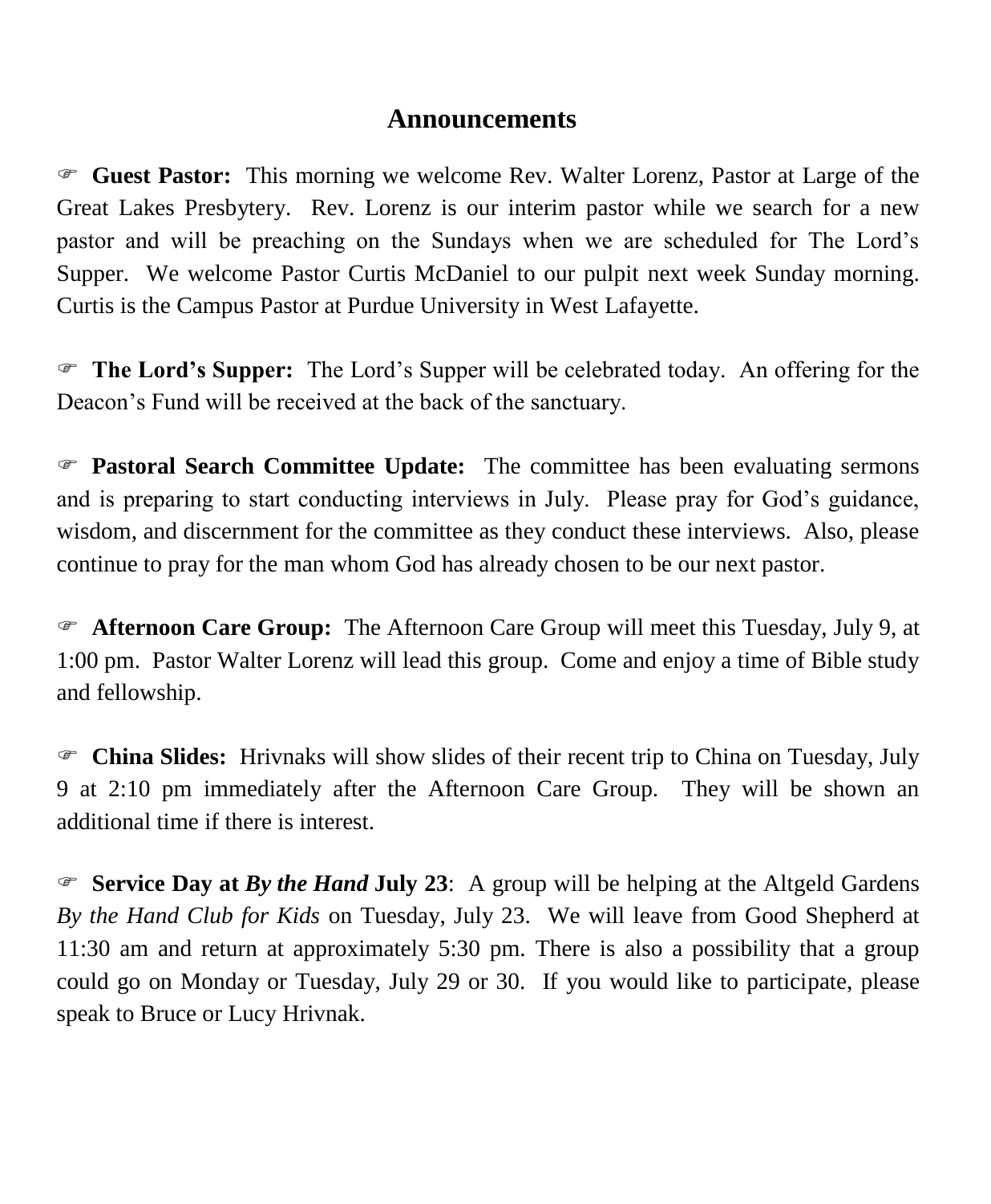# Announcements

☞ **Guest Pastor:** This morning we welcome Rev. Walter Lorenz, Pastor at Large of the Great Lakes Presbytery. Rev. Lorenz is our interim pastor while we search for a new pastor and will be preaching on the Sundays when we are scheduled for The Lord's Supper. We welcome Pastor Curtis McDaniel to our pulpit next week Sunday morning. Curtis is the Campus Pastor at Purdue University in West Lafayette.

☞ **The Lord's Supper:** The Lord's Supper will be celebrated today. An offering for the Deacon's Fund will be received at the back of the sanctuary.

☞ **Pastoral Search Committee Update:** The committee has been evaluating sermons and is preparing to start conducting interviews in July. Please pray for God's guidance, wisdom, and discernment for the committee as they conduct these interviews. Also, please continue to pray for the man whom God has already chosen to be our next pastor.

☞ **Afternoon Care Group:** The Afternoon Care Group will meet this Tuesday, July 9, at 1:00 pm. Pastor Walter Lorenz will lead this group. Come and enjoy a time of Bible study and fellowship.

☞ **China Slides:** Hrivnaks will show slides of their recent trip to China on Tuesday, July 9 at 2:10 pm immediately after the Afternoon Care Group. They will be shown an additional time if there is interest.

☞ **Service Day at *By the Hand* July 23**: A group will be helping at the Altgeld Gardens *By the Hand Club for Kids* on Tuesday, July 23. We will leave from Good Shepherd at 11:30 am and return at approximately 5:30 pm. There is also a possibility that a group could go on Monday or Tuesday, July 29 or 30. If you would like to participate, please speak to Bruce or Lucy Hrivnak.